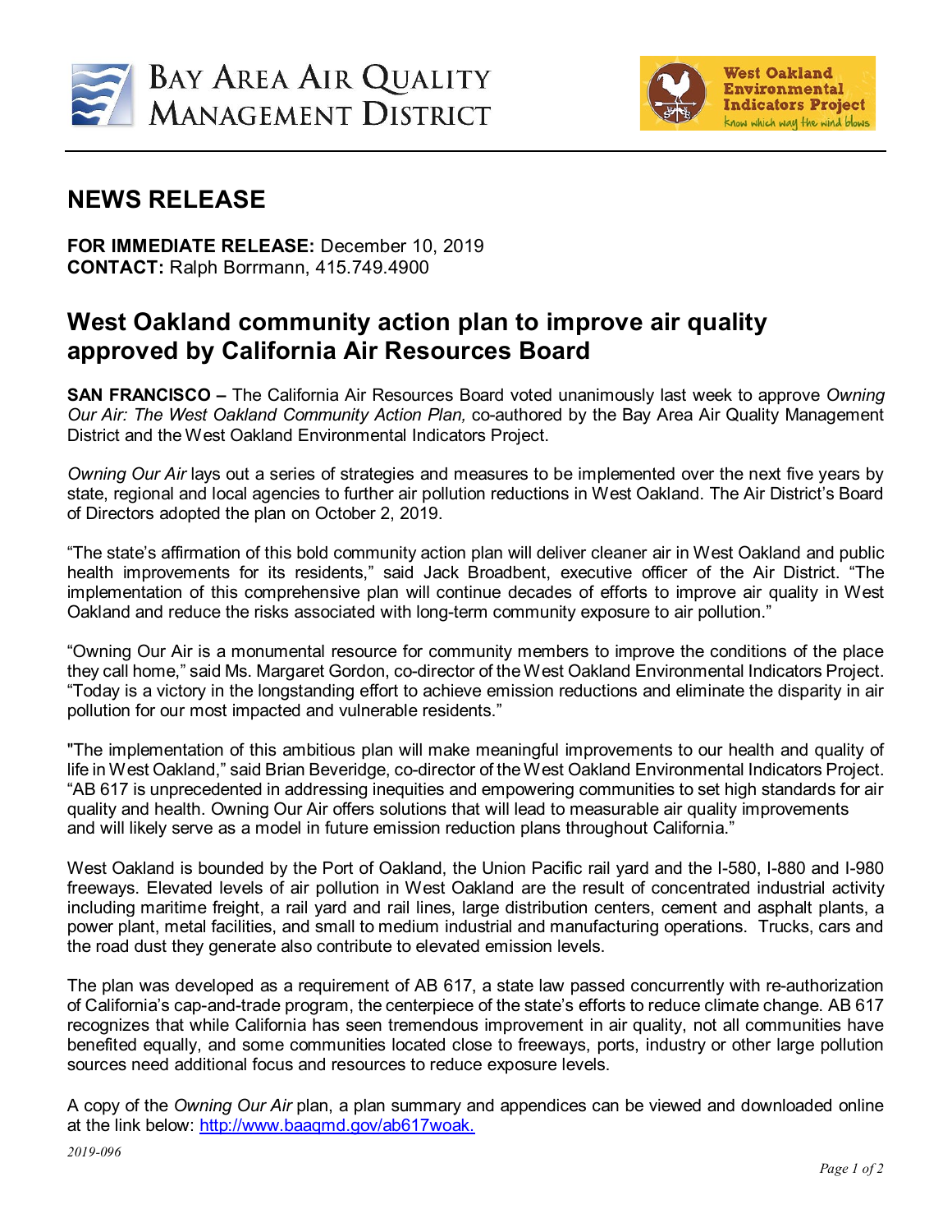Bay Area Air Quality Management District

West Oakland Environmental Indicators Project — know which way the wind blows

## NEWS RELEASE

**FOR IMMEDIATE RELEASE:** December 10, 2019
**CONTACT:** Ralph Borrmann, 415.749.4900

# West Oakland community action plan to improve air quality approved by California Air Resources Board

**SAN FRANCISCO –** The California Air Resources Board voted unanimously last week to approve *Owning Our Air: The West Oakland Community Action Plan,* co-authored by the Bay Area Air Quality Management District and the West Oakland Environmental Indicators Project.

*Owning Our Air* lays out a series of strategies and measures to be implemented over the next five years by state, regional and local agencies to further air pollution reductions in West Oakland. The Air District's Board of Directors adopted the plan on October 2, 2019.

"The state's affirmation of this bold community action plan will deliver cleaner air in West Oakland and public health improvements for its residents," said Jack Broadbent, executive officer of the Air District. "The implementation of this comprehensive plan will continue decades of efforts to improve air quality in West Oakland and reduce the risks associated with long-term community exposure to air pollution."

"Owning Our Air is a monumental resource for community members to improve the conditions of the place they call home," said Ms. Margaret Gordon, co-director of the West Oakland Environmental Indicators Project. "Today is a victory in the longstanding effort to achieve emission reductions and eliminate the disparity in air pollution for our most impacted and vulnerable residents."

"The implementation of this ambitious plan will make meaningful improvements to our health and quality of life in West Oakland," said Brian Beveridge, co-director of the West Oakland Environmental Indicators Project. "AB 617 is unprecedented in addressing inequities and empowering communities to set high standards for air quality and health. Owning Our Air offers solutions that will lead to measurable air quality improvements and will likely serve as a model in future emission reduction plans throughout California."

West Oakland is bounded by the Port of Oakland, the Union Pacific rail yard and the I-580, I-880 and I-980 freeways. Elevated levels of air pollution in West Oakland are the result of concentrated industrial activity including maritime freight, a rail yard and rail lines, large distribution centers, cement and asphalt plants, a power plant, metal facilities, and small to medium industrial and manufacturing operations. Trucks, cars and the road dust they generate also contribute to elevated emission levels.

The plan was developed as a requirement of AB 617, a state law passed concurrently with re-authorization of California's cap-and-trade program, the centerpiece of the state's efforts to reduce climate change. AB 617 recognizes that while California has seen tremendous improvement in air quality, not all communities have benefited equally, and some communities located close to freeways, ports, industry or other large pollution sources need additional focus and resources to reduce exposure levels.

A copy of the *Owning Our Air* plan, a plan summary and appendices can be viewed and downloaded online at the link below: http://www.baaqmd.gov/ab617woak.

*2019-096*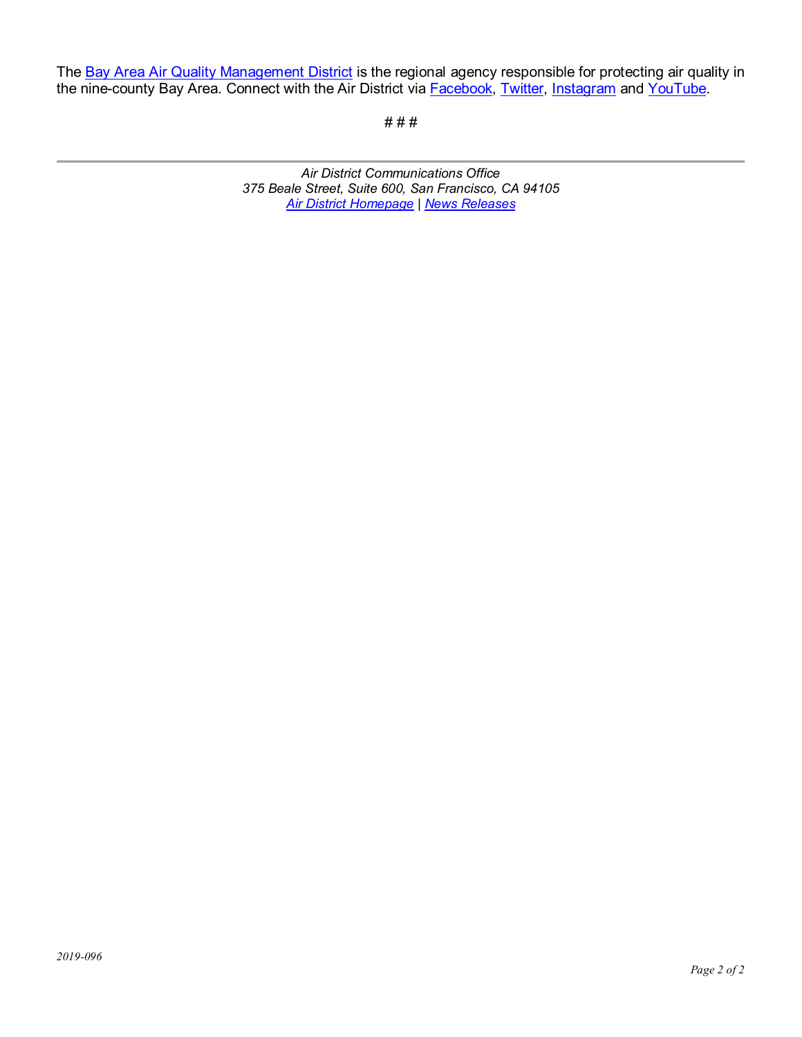The Bay Area Air Quality Management District is the regional agency responsible for protecting air quality in the nine-county Bay Area. Connect with the Air District via Facebook, Twitter, Instagram and YouTube.

# # #

---

*Air District Communications Office*
*375 Beale Street, Suite 600, San Francisco, CA 94105*
*Air District Homepage* | *News Releases*

*2019-096*